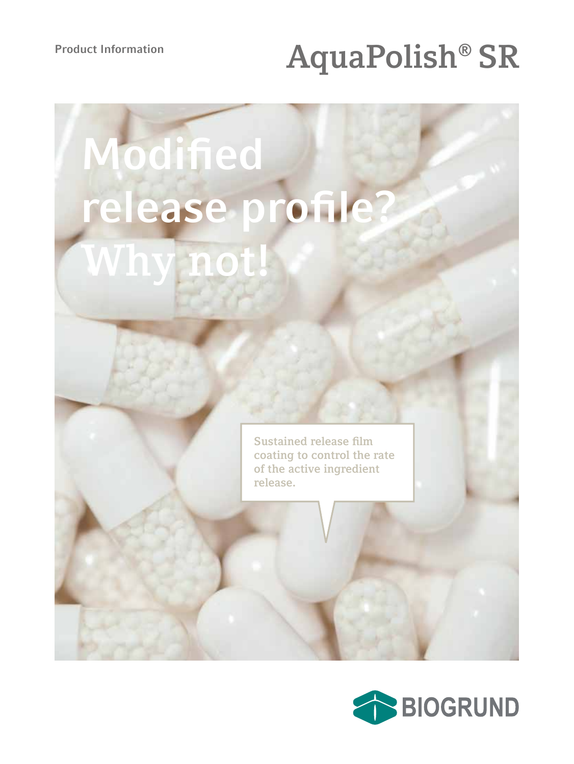Product Information

# AquaPolish® SR

## Modified release profile? Why not!

Sustained release film coating to control the rate of the active ingredient release.

BIOGRUND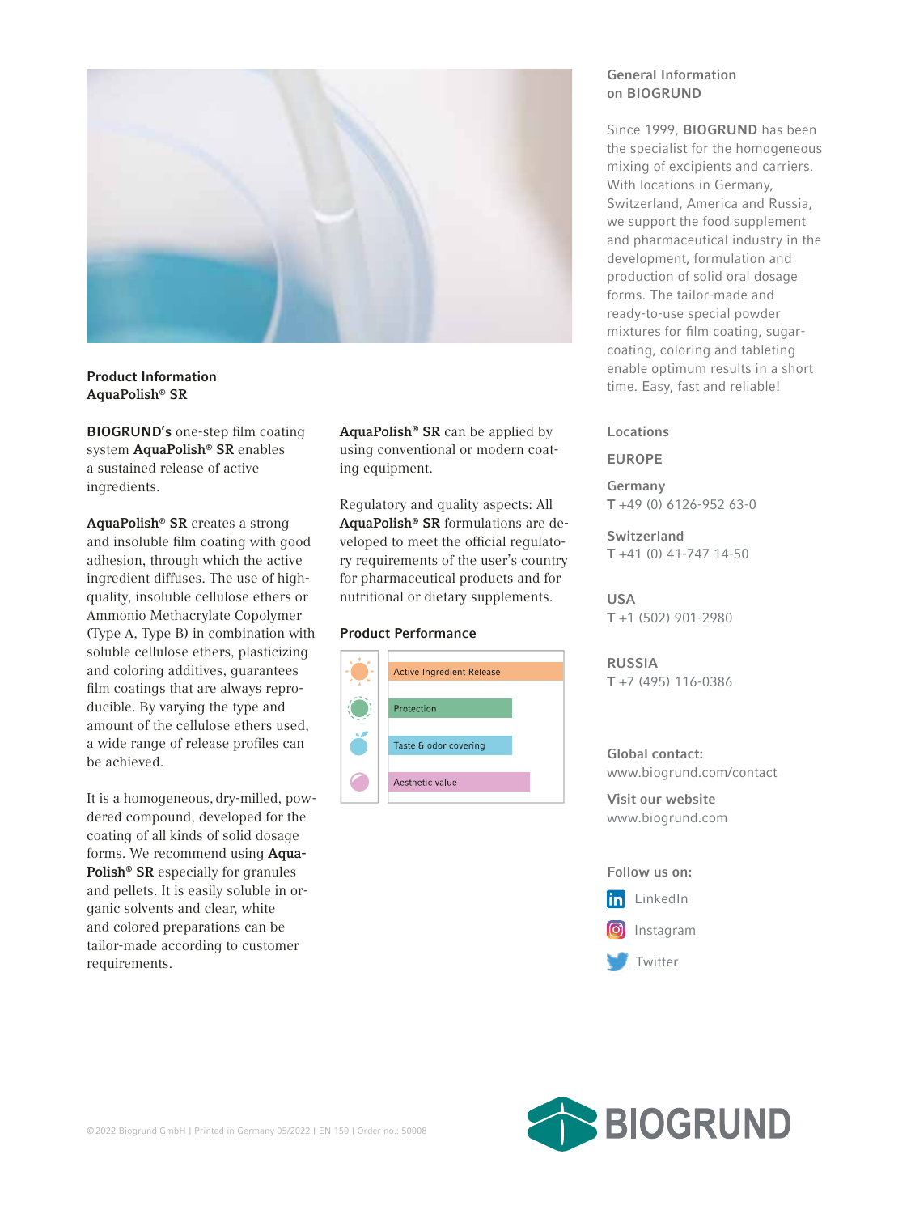## Product Information AquaPolish® SR

**BIOGRUND's** one-step film coating system **AquaPolish® SR** enables a sustained release of active ingredients.

**AquaPolish® SR** creates a strong and insoluble film coating with good adhesion, through which the active ingredient diffuses. The use of high-quality, insoluble cellulose ethers or Ammonio Methacrylate Copolymer (Type A, Type B) in combination with soluble cellulose ethers, plasticizing and coloring additives, guarantees film coatings that are always reproducible. By varying the type and amount of the cellulose ethers used, a wide range of release profiles can be achieved.

It is a homogeneous, dry-milled, powdered compound, developed for the coating of all kinds of solid dosage forms. We recommend using **AquaPolish® SR** especially for granules and pellets. It is easily soluble in organic solvents and clear, white and colored preparations can be tailor-made according to customer requirements.

**AquaPolish® SR** can be applied by using conventional or modern coating equipment.

Regulatory and quality aspects: All **AquaPolish® SR** formulations are developed to meet the official regulatory requirements of the user's country for pharmaceutical products and for nutritional or dietary supplements.

### Product Performance

Active Ingredient Release

Protection

Taste & odor covering

Aesthetic value

## General Information on BIOGRUND

Since 1999, **BIOGRUND** has been the specialist for the homogeneous mixing of excipients and carriers. With locations in Germany, Switzerland, America and Russia, we support the food supplement and pharmaceutical industry in the development, formulation and production of solid oral dosage forms. The tailor-made and ready-to-use special powder mixtures for film coating, sugar-coating, coloring and tableting enable optimum results in a short time. Easy, fast and reliable!

### Locations

**EUROPE**

**Germany**
**T** +49 (0) 6126-952 63-0

**Switzerland**
**T** +41 (0) 41-747 14-50

**USA**
**T** +1 (502) 901-2980

**RUSSIA**
**T** +7 (495) 116-0386

**Global contact:**
www.biogrund.com/contact

**Visit our website**
www.biogrund.com

**Follow us on:**
LinkedIn
Instagram
Twitter

©2022 Biogrund GmbH | Printed in Germany 05/2022 | EN 150 | Order no.: 50008

BIOGRUND